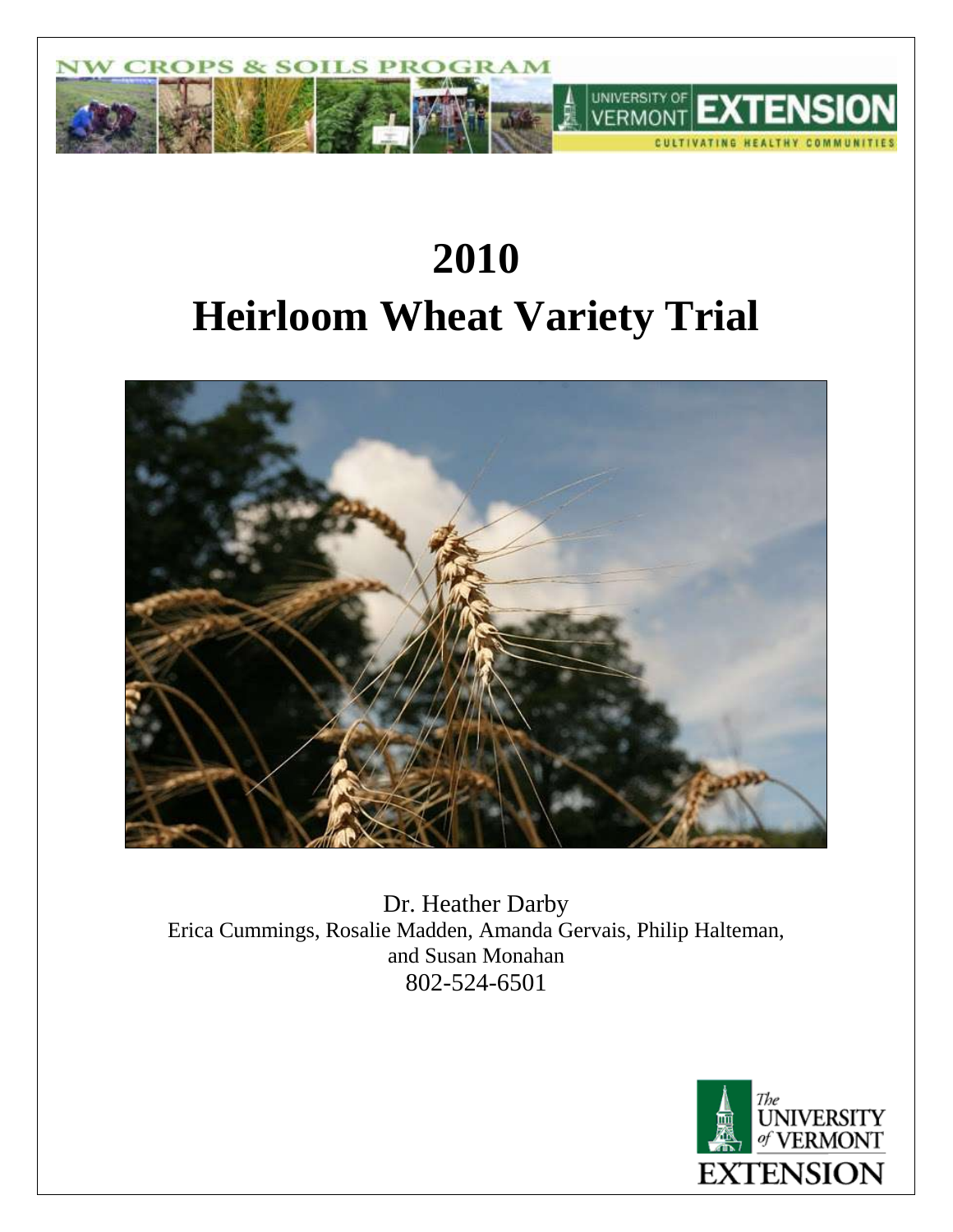NW CROPS & SOILS PROGRAM

UNIVERSITY OF VERMONT EXTENSION

CULTIVATING HEALTHY COMMUNITIES

# 2010

# Heirloom Wheat Variety Trial

Dr. Heather Darby

Erica Cummings, Rosalie Madden, Amanda Gervais, Philip Halteman, and Susan Monahan

802-524-6501

The UNIVERSITY of VERMONT EXTENSION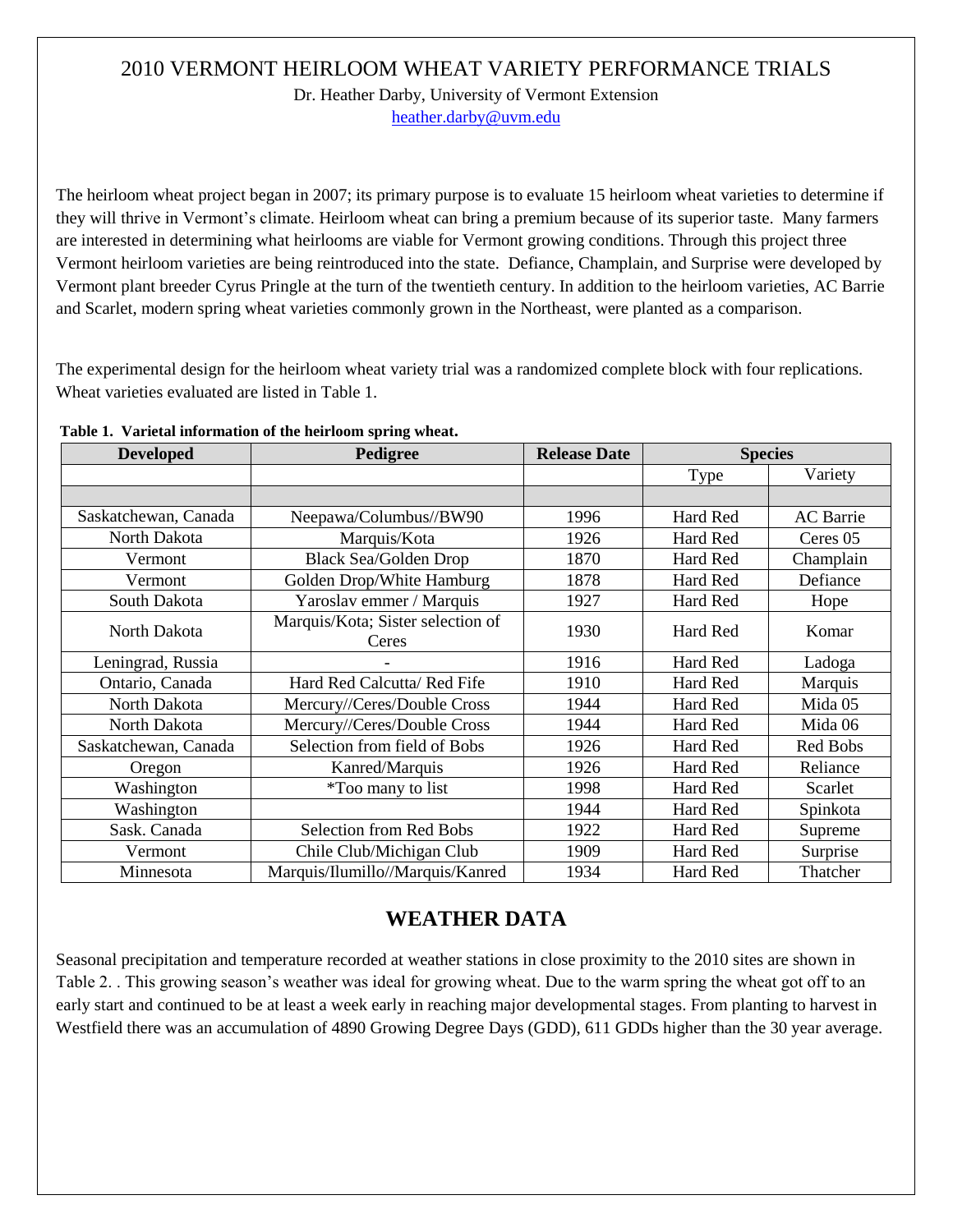# 2010 VERMONT HEIRLOOM WHEAT VARIETY PERFORMANCE TRIALS

Dr. Heather Darby, University of Vermont Extension
heather.darby@uvm.edu

The heirloom wheat project began in 2007; its primary purpose is to evaluate 15 heirloom wheat varieties to determine if they will thrive in Vermont's climate. Heirloom wheat can bring a premium because of its superior taste. Many farmers are interested in determining what heirlooms are viable for Vermont growing conditions. Through this project three Vermont heirloom varieties are being reintroduced into the state. Defiance, Champlain, and Surprise were developed by Vermont plant breeder Cyrus Pringle at the turn of the twentieth century. In addition to the heirloom varieties, AC Barrie and Scarlet, modern spring wheat varieties commonly grown in the Northeast, were planted as a comparison.

The experimental design for the heirloom wheat variety trial was a randomized complete block with four replications. Wheat varieties evaluated are listed in Table 1.

**Table 1. Varietal information of the heirloom spring wheat.**

| Developed | Pedigree | Release Date | Species | |
|---|---|---|---|---|
| | | | Type | Variety |
| | | | | |
| Saskatchewan, Canada | Neepawa/Columbus//BW90 | 1996 | Hard Red | AC Barrie |
| North Dakota | Marquis/Kota | 1926 | Hard Red | Ceres 05 |
| Vermont | Black Sea/Golden Drop | 1870 | Hard Red | Champlain |
| Vermont | Golden Drop/White Hamburg | 1878 | Hard Red | Defiance |
| South Dakota | Yaroslav emmer / Marquis | 1927 | Hard Red | Hope |
| North Dakota | Marquis/Kota; Sister selection of Ceres | 1930 | Hard Red | Komar |
| Leningrad, Russia | - | 1916 | Hard Red | Ladoga |
| Ontario, Canada | Hard Red Calcutta/ Red Fife | 1910 | Hard Red | Marquis |
| North Dakota | Mercury//Ceres/Double Cross | 1944 | Hard Red | Mida 05 |
| North Dakota | Mercury//Ceres/Double Cross | 1944 | Hard Red | Mida 06 |
| Saskatchewan, Canada | Selection from field of Bobs | 1926 | Hard Red | Red Bobs |
| Oregon | Kanred/Marquis | 1926 | Hard Red | Reliance |
| Washington | *Too many to list | 1998 | Hard Red | Scarlet |
| Washington | | 1944 | Hard Red | Spinkota |
| Sask. Canada | Selection from Red Bobs | 1922 | Hard Red | Supreme |
| Vermont | Chile Club/Michigan Club | 1909 | Hard Red | Surprise |
| Minnesota | Marquis/Ilumillo//Marquis/Kanred | 1934 | Hard Red | Thatcher |

## WEATHER DATA

Seasonal precipitation and temperature recorded at weather stations in close proximity to the 2010 sites are shown in Table 2. . This growing season's weather was ideal for growing wheat. Due to the warm spring the wheat got off to an early start and continued to be at least a week early in reaching major developmental stages. From planting to harvest in Westfield there was an accumulation of 4890 Growing Degree Days (GDD), 611 GDDs higher than the 30 year average.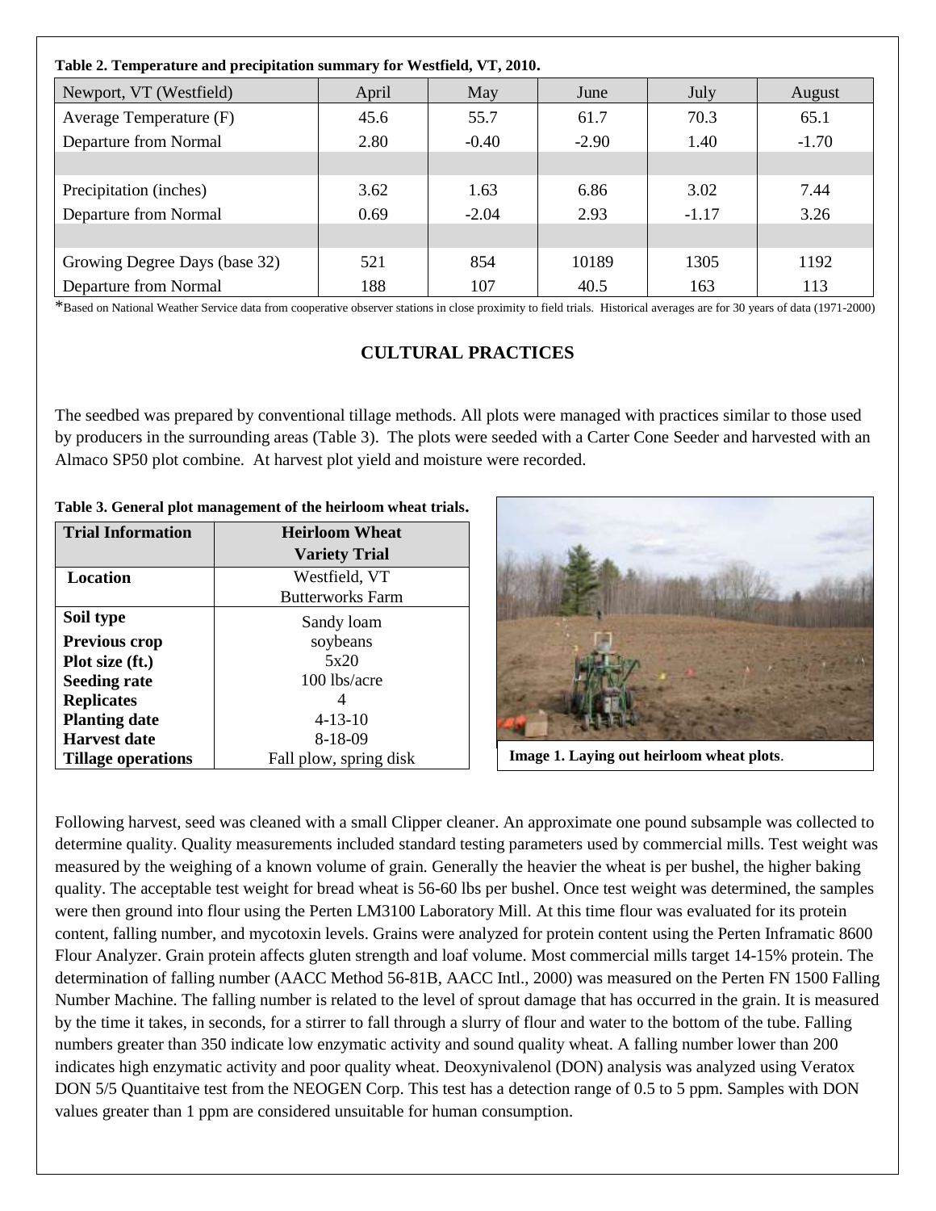**Table 2. Temperature and precipitation summary for Westfield, VT, 2010.**

| Newport, VT (Westfield) | April | May | June | July | August |
|---|---|---|---|---|---|
| Average Temperature (F) | 45.6 | 55.7 | 61.7 | 70.3 | 65.1 |
| Departure from Normal | 2.80 | -0.40 | -2.90 | 1.40 | -1.70 |
| | | | | | |
| Precipitation (inches) | 3.62 | 1.63 | 6.86 | 3.02 | 7.44 |
| Departure from Normal | 0.69 | -2.04 | 2.93 | -1.17 | 3.26 |
| | | | | | |
| Growing Degree Days (base 32) | 521 | 854 | 10189 | 1305 | 1192 |
| Departure from Normal | 188 | 107 | 40.5 | 163 | 113 |

*Based on National Weather Service data from cooperative observer stations in close proximity to field trials. Historical averages are for 30 years of data (1971-2000)

## CULTURAL PRACTICES

The seedbed was prepared by conventional tillage methods. All plots were managed with practices similar to those used by producers in the surrounding areas (Table 3). The plots were seeded with a Carter Cone Seeder and harvested with an Almaco SP50 plot combine. At harvest plot yield and moisture were recorded.

**Table 3. General plot management of the heirloom wheat trials.**

| Trial Information | Heirloom Wheat Variety Trial |
|---|---|
| **Location** | Westfield, VT Butterworks Farm |
| **Soil type** | Sandy loam |
| **Previous crop** | soybeans |
| **Plot size (ft.)** | 5x20 |
| **Seeding rate** | 100 lbs/acre |
| **Replicates** | 4 |
| **Planting date** | 4-13-10 |
| **Harvest date** | 8-18-09 |
| **Tillage operations** | Fall plow, spring disk |

**Image 1. Laying out heirloom wheat plots**.

Following harvest, seed was cleaned with a small Clipper cleaner. An approximate one pound subsample was collected to determine quality. Quality measurements included standard testing parameters used by commercial mills. Test weight was measured by the weighing of a known volume of grain. Generally the heavier the wheat is per bushel, the higher baking quality. The acceptable test weight for bread wheat is 56-60 lbs per bushel. Once test weight was determined, the samples were then ground into flour using the Perten LM3100 Laboratory Mill. At this time flour was evaluated for its protein content, falling number, and mycotoxin levels. Grains were analyzed for protein content using the Perten Inframatic 8600 Flour Analyzer. Grain protein affects gluten strength and loaf volume. Most commercial mills target 14-15% protein. The determination of falling number (AACC Method 56-81B, AACC Intl., 2000) was measured on the Perten FN 1500 Falling Number Machine. The falling number is related to the level of sprout damage that has occurred in the grain. It is measured by the time it takes, in seconds, for a stirrer to fall through a slurry of flour and water to the bottom of the tube. Falling numbers greater than 350 indicate low enzymatic activity and sound quality wheat. A falling number lower than 200 indicates high enzymatic activity and poor quality wheat. Deoxynivalenol (DON) analysis was analyzed using Veratox DON 5/5 Quantitaive test from the NEOGEN Corp. This test has a detection range of 0.5 to 5 ppm. Samples with DON values greater than 1 ppm are considered unsuitable for human consumption.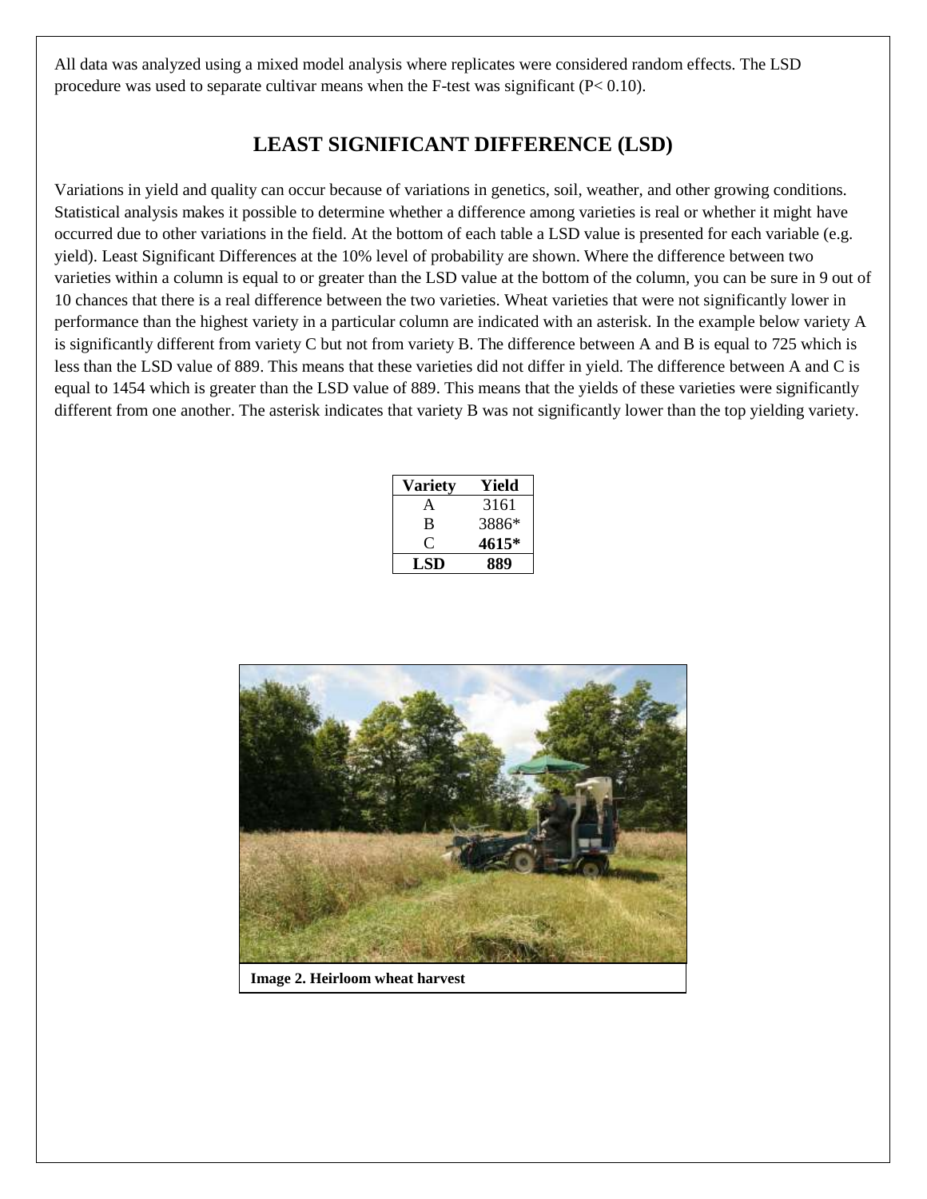All data was analyzed using a mixed model analysis where replicates were considered random effects. The LSD procedure was used to separate cultivar means when the F-test was significant ($P < 0.10$).

## LEAST SIGNIFICANT DIFFERENCE (LSD)

Variations in yield and quality can occur because of variations in genetics, soil, weather, and other growing conditions. Statistical analysis makes it possible to determine whether a difference among varieties is real or whether it might have occurred due to other variations in the field. At the bottom of each table a LSD value is presented for each variable (e.g. yield). Least Significant Differences at the 10% level of probability are shown. Where the difference between two varieties within a column is equal to or greater than the LSD value at the bottom of the column, you can be sure in 9 out of 10 chances that there is a real difference between the two varieties. Wheat varieties that were not significantly lower in performance than the highest variety in a particular column are indicated with an asterisk. In the example below variety A is significantly different from variety C but not from variety B. The difference between A and B is equal to 725 which is less than the LSD value of 889. This means that these varieties did not differ in yield. The difference between A and C is equal to 1454 which is greater than the LSD value of 889. This means that the yields of these varieties were significantly different from one another. The asterisk indicates that variety B was not significantly lower than the top yielding variety.

| Variety | Yield |
|---|---|
| A | 3161 |
| B | 3886* |
| C | **4615*** |
| **LSD** | **889** |

**Image 2. Heirloom wheat harvest**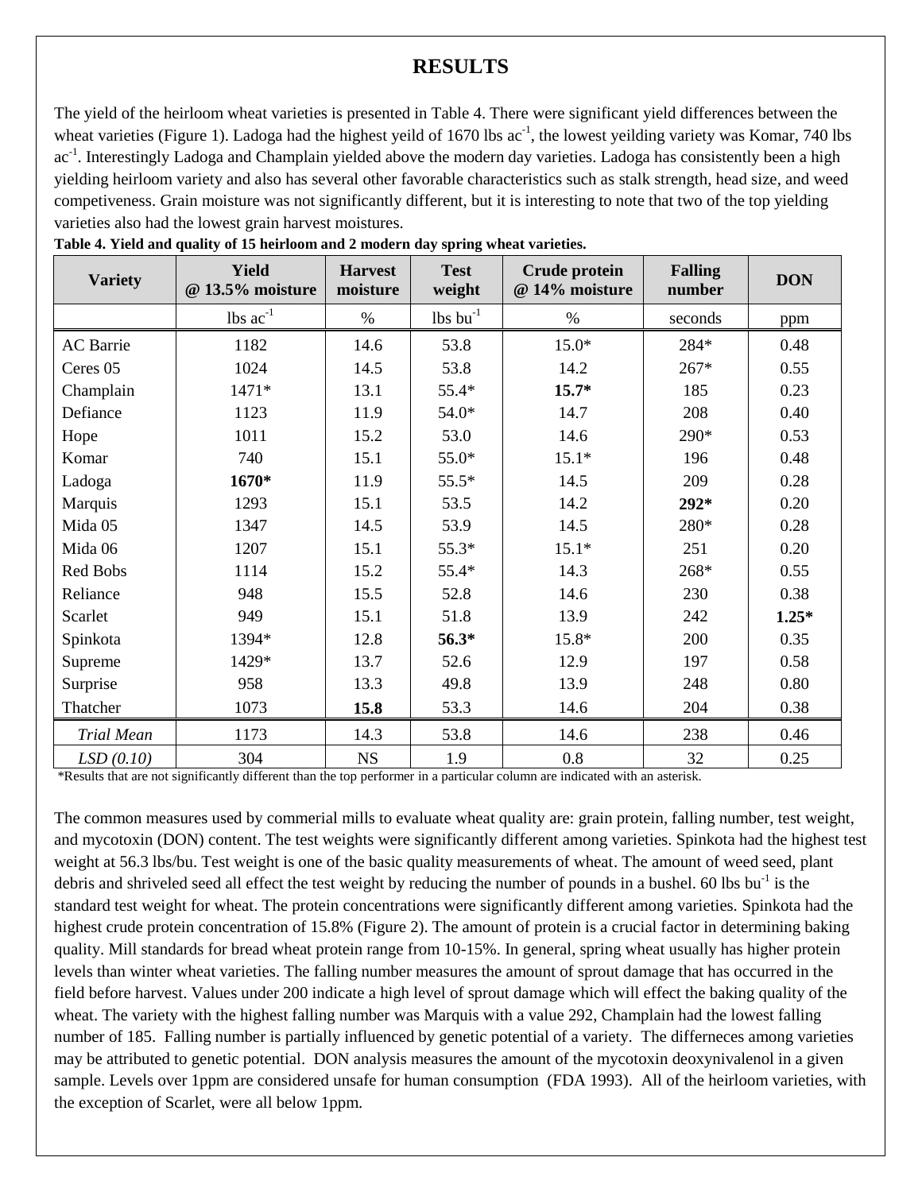# RESULTS

The yield of the heirloom wheat varieties is presented in Table 4. There were significant yield differences between the wheat varieties (Figure 1). Ladoga had the highest yeild of 1670 lbs ac$^{-1}$, the lowest yeilding variety was Komar, 740 lbs ac$^{-1}$. Interestingly Ladoga and Champlain yielded above the modern day varieties. Ladoga has consistently been a high yielding heirloom variety and also has several other favorable characteristics such as stalk strength, head size, and weed competiveness. Grain moisture was not significantly different, but it is interesting to note that two of the top yielding varieties also had the lowest grain harvest moistures.

**Table 4. Yield and quality of 15 heirloom and 2 modern day spring wheat varieties.**

| Variety | Yield @ 13.5% moisture | Harvest moisture | Test weight | Crude protein @ 14% moisture | Falling number | DON |
|---|---|---|---|---|---|---|
| | lbs ac$^{-1}$ | % | lbs bu$^{-1}$ | % | seconds | ppm |
| AC Barrie | 1182 | 14.6 | 53.8 | 15.0* | 284* | 0.48 |
| Ceres 05 | 1024 | 14.5 | 53.8 | 14.2 | 267* | 0.55 |
| Champlain | 1471* | 13.1 | 55.4* | **15.7*** | 185 | 0.23 |
| Defiance | 1123 | 11.9 | 54.0* | 14.7 | 208 | 0.40 |
| Hope | 1011 | 15.2 | 53.0 | 14.6 | 290* | 0.53 |
| Komar | 740 | 15.1 | 55.0* | 15.1* | 196 | 0.48 |
| Ladoga | **1670*** | 11.9 | 55.5* | 14.5 | 209 | 0.28 |
| Marquis | 1293 | 15.1 | 53.5 | 14.2 | **292*** | 0.20 |
| Mida 05 | 1347 | 14.5 | 53.9 | 14.5 | 280* | 0.28 |
| Mida 06 | 1207 | 15.1 | 55.3* | 15.1* | 251 | 0.20 |
| Red Bobs | 1114 | 15.2 | 55.4* | 14.3 | 268* | 0.55 |
| Reliance | 948 | 15.5 | 52.8 | 14.6 | 230 | 0.38 |
| Scarlet | 949 | 15.1 | 51.8 | 13.9 | 242 | **1.25*** |
| Spinkota | 1394* | 12.8 | **56.3*** | 15.8* | 200 | 0.35 |
| Supreme | 1429* | 13.7 | 52.6 | 12.9 | 197 | 0.58 |
| Surprise | 958 | 13.3 | 49.8 | 13.9 | 248 | 0.80 |
| Thatcher | 1073 | **15.8** | 53.3 | 14.6 | 204 | 0.38 |
| *Trial Mean* | 1173 | 14.3 | 53.8 | 14.6 | 238 | 0.46 |
| *LSD (0.10)* | 304 | NS | 1.9 | 0.8 | 32 | 0.25 |

*Results that are not significantly different than the top performer in a particular column are indicated with an asterisk.

The common measures used by commerial mills to evaluate wheat quality are: grain protein, falling number, test weight, and mycotoxin (DON) content. The test weights were significantly different among varieties. Spinkota had the highest test weight at 56.3 lbs/bu. Test weight is one of the basic quality measurements of wheat. The amount of weed seed, plant debris and shriveled seed all effect the test weight by reducing the number of pounds in a bushel. 60 lbs bu$^{-1}$ is the standard test weight for wheat. The protein concentrations were significantly different among varieties. Spinkota had the highest crude protein concentration of 15.8% (Figure 2). The amount of protein is a crucial factor in determining baking quality. Mill standards for bread wheat protein range from 10-15%. In general, spring wheat usually has higher protein levels than winter wheat varieties. The falling number measures the amount of sprout damage that has occurred in the field before harvest. Values under 200 indicate a high level of sprout damage which will effect the baking quality of the wheat. The variety with the highest falling number was Marquis with a value 292, Champlain had the lowest falling number of 185. Falling number is partially influenced by genetic potential of a variety. The differneces among varieties may be attributed to genetic potential. DON analysis measures the amount of the mycotoxin deoxynivalenol in a given sample. Levels over 1ppm are considered unsafe for human consumption (FDA 1993). All of the heirloom varieties, with the exception of Scarlet, were all below 1ppm.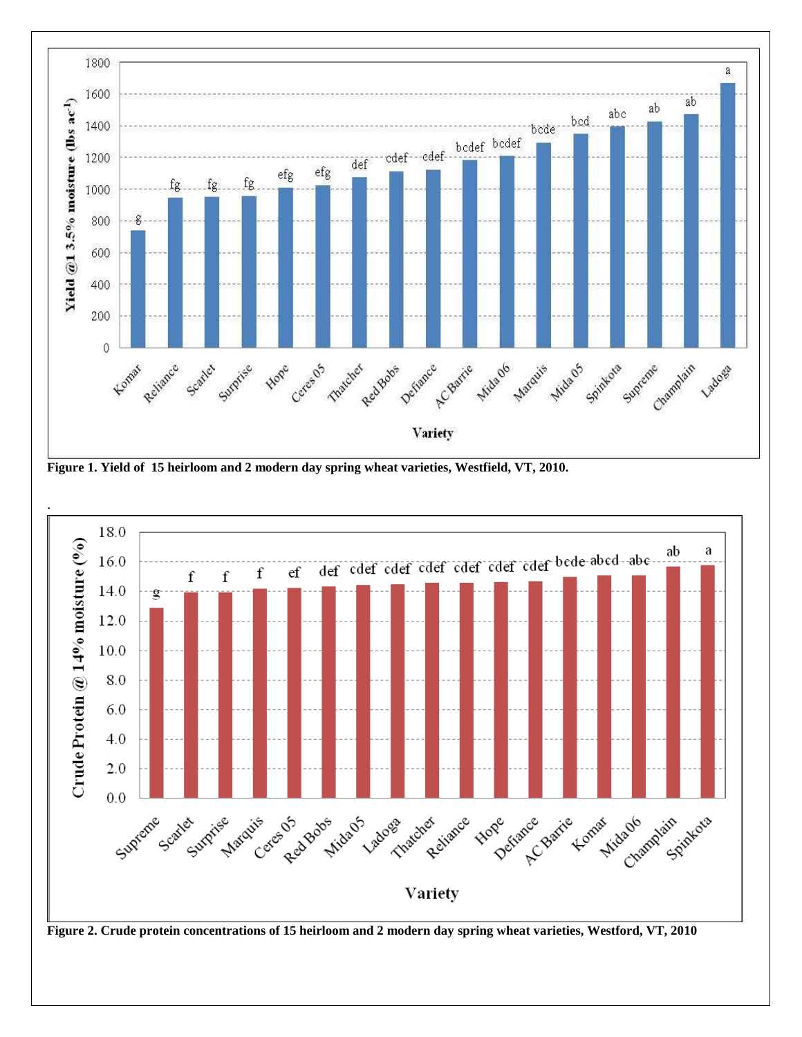Figure 1. Yield of 15 heirloom and 2 modern day spring wheat varieties, Westfield, VT, 2010.

Figure 2. Crude protein concentrations of 15 heirloom and 2 modern day spring wheat varieties, Westford, VT, 2010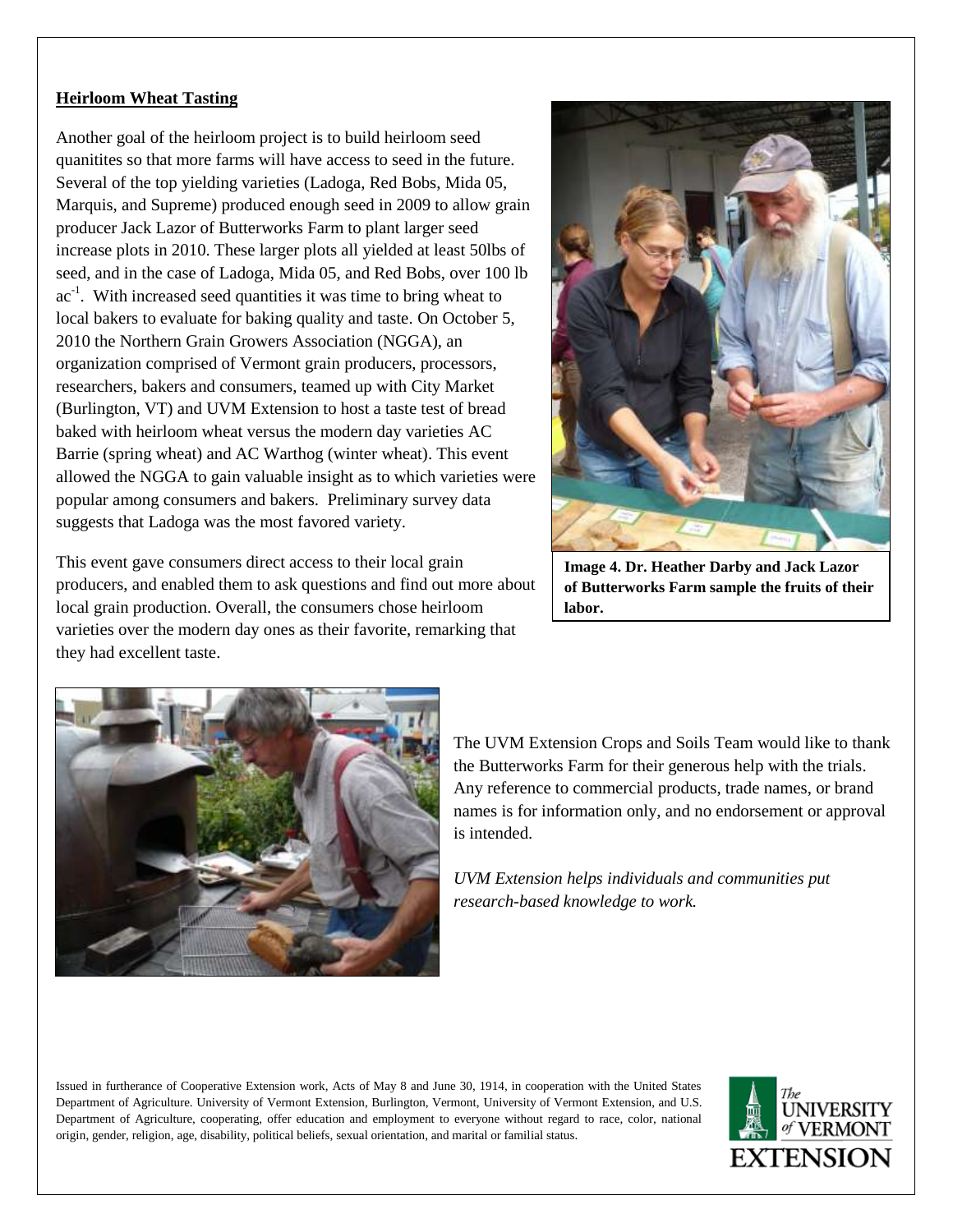## Heirloom Wheat Tasting

Another goal of the heirloom project is to build heirloom seed quanitites so that more farms will have access to seed in the future. Several of the top yielding varieties (Ladoga, Red Bobs, Mida 05, Marquis, and Supreme) produced enough seed in 2009 to allow grain producer Jack Lazor of Butterworks Farm to plant larger seed increase plots in 2010. These larger plots all yielded at least 50lbs of seed, and in the case of Ladoga, Mida 05, and Red Bobs, over 100 lb $ac^{-1}$. With increased seed quantities it was time to bring wheat to local bakers to evaluate for baking quality and taste. On October 5, 2010 the Northern Grain Growers Association (NGGA), an organization comprised of Vermont grain producers, processors, researchers, bakers and consumers, teamed up with City Market (Burlington, VT) and UVM Extension to host a taste test of bread baked with heirloom wheat versus the modern day varieties AC Barrie (spring wheat) and AC Warthog (winter wheat). This event allowed the NGGA to gain valuable insight as to which varieties were popular among consumers and bakers. Preliminary survey data suggests that Ladoga was the most favored variety.

**Image 4. Dr. Heather Darby and Jack Lazor of Butterworks Farm sample the fruits of their labor.**

This event gave consumers direct access to their local grain producers, and enabled them to ask questions and find out more about local grain production. Overall, the consumers chose heirloom varieties over the modern day ones as their favorite, remarking that they had excellent taste.

The UVM Extension Crops and Soils Team would like to thank the Butterworks Farm for their generous help with the trials. Any reference to commercial products, trade names, or brand names is for information only, and no endorsement or approval is intended.

*UVM Extension helps individuals and communities put research-based knowledge to work.*

Issued in furtherance of Cooperative Extension work, Acts of May 8 and June 30, 1914, in cooperation with the United States Department of Agriculture. University of Vermont Extension, Burlington, Vermont, University of Vermont Extension, and U.S. Department of Agriculture, cooperating, offer education and employment to everyone without regard to race, color, national origin, gender, religion, age, disability, political beliefs, sexual orientation, and marital or familial status.

The University of Vermont Extension